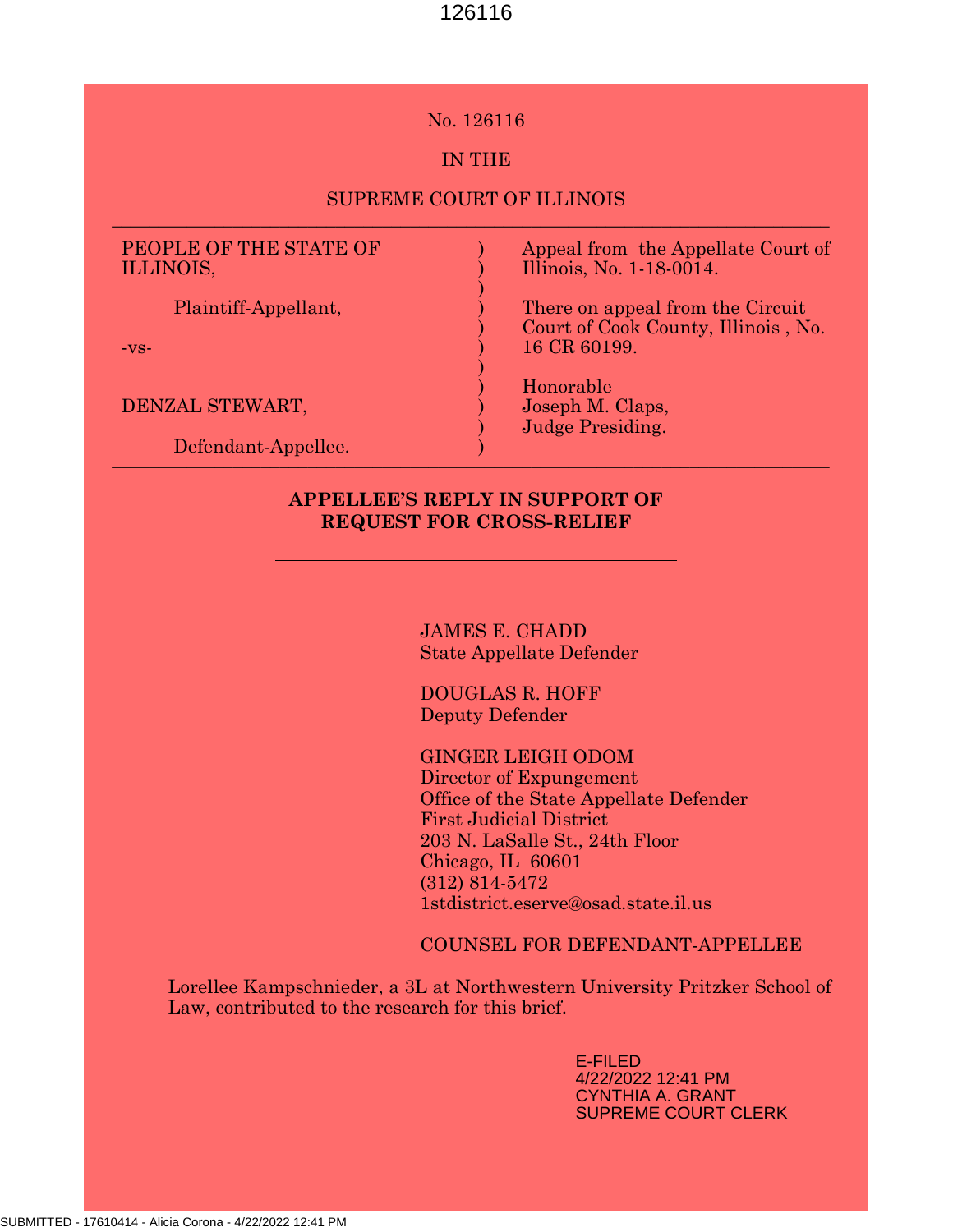No. 126116

IN THE

SUPREME COURT OF ILLINOIS

---

| | | |
|---|---|---|
| PEOPLE OF THE STATE OF ILLINOIS,<br><br>Plaintiff-Appellant,<br><br>-vs-<br><br>DENZAL STEWART,<br><br>Defendant-Appellee. | ) | Appeal from the Appellate Court of Illinois, No. 1-18-0014.<br><br>There on appeal from the Circuit Court of Cook County, Illinois , No. 16 CR 60199.<br><br>Honorable Joseph M. Claps, Judge Presiding. |

---

**APPELLEE'S REPLY IN SUPPORT OF REQUEST FOR CROSS-RELIEF**

---

JAMES E. CHADD
State Appellate Defender

DOUGLAS R. HOFF
Deputy Defender

GINGER LEIGH ODOM
Director of Expungement
Office of the State Appellate Defender
First Judicial District
203 N. LaSalle St., 24th Floor
Chicago, IL 60601
(312) 814-5472
1stdistrict.eserve@osad.state.il.us

COUNSEL FOR DEFENDANT-APPELLEE

Lorellee Kampschnieder, a 3L at Northwestern University Pritzker School of Law, contributed to the research for this brief.

E-FILED
4/22/2022 12:41 PM
CYNTHIA A. GRANT
SUPREME COURT CLERK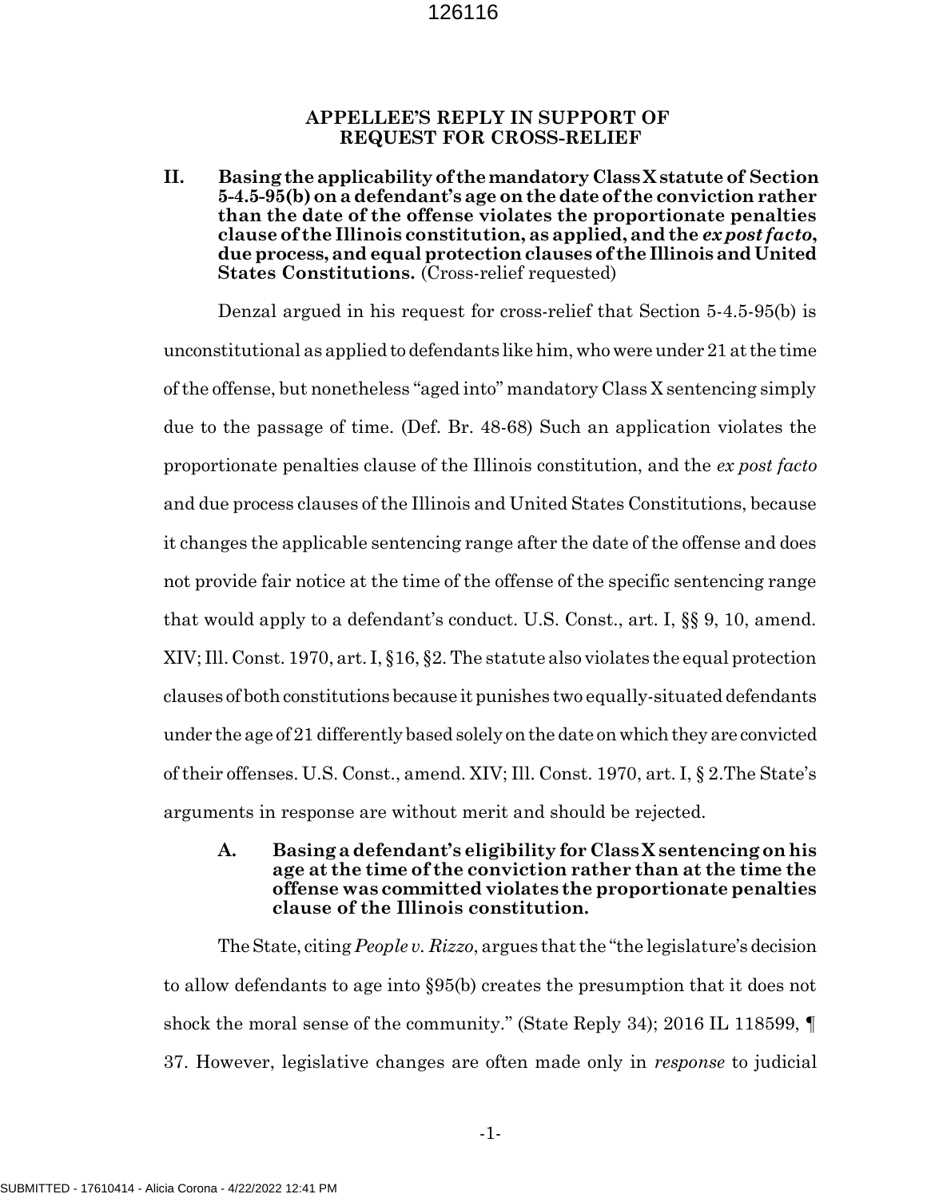## APPELLEE'S REPLY IN SUPPORT OF REQUEST FOR CROSS-RELIEF

### II. Basing the applicability of the mandatory Class X statute of Section 5-4.5-95(b) on a defendant's age on the date of the conviction rather than the date of the offense violates the proportionate penalties clause of the Illinois constitution, as applied, and the *ex post facto*, due process, and equal protection clauses of the Illinois and United States Constitutions. (Cross-relief requested)

Denzal argued in his request for cross-relief that Section 5-4.5-95(b) is unconstitutional as applied to defendants like him, who were under 21 at the time of the offense, but nonetheless "aged into" mandatory Class X sentencing simply due to the passage of time. (Def. Br. 48-68) Such an application violates the proportionate penalties clause of the Illinois constitution, and the *ex post facto* and due process clauses of the Illinois and United States Constitutions, because it changes the applicable sentencing range after the date of the offense and does not provide fair notice at the time of the offense of the specific sentencing range that would apply to a defendant's conduct. U.S. Const., art. I, §§ 9, 10, amend. XIV; Ill. Const. 1970, art. I, §16, §2. The statute also violates the equal protection clauses of both constitutions because it punishes two equally-situated defendants under the age of 21 differently based solely on the date on which they are convicted of their offenses. U.S. Const., amend. XIV; Ill. Const. 1970, art. I, § 2.The State's arguments in response are without merit and should be rejected.

#### A. Basing a defendant's eligibility for Class X sentencing on his age at the time of the conviction rather than at the time the offense was committed violates the proportionate penalties clause of the Illinois constitution.

The State, citing *People v. Rizzo*, argues that the "the legislature's decision to allow defendants to age into §95(b) creates the presumption that it does not shock the moral sense of the community." (State Reply 34); 2016 IL 118599, ¶ 37. However, legislative changes are often made only in *response* to judicial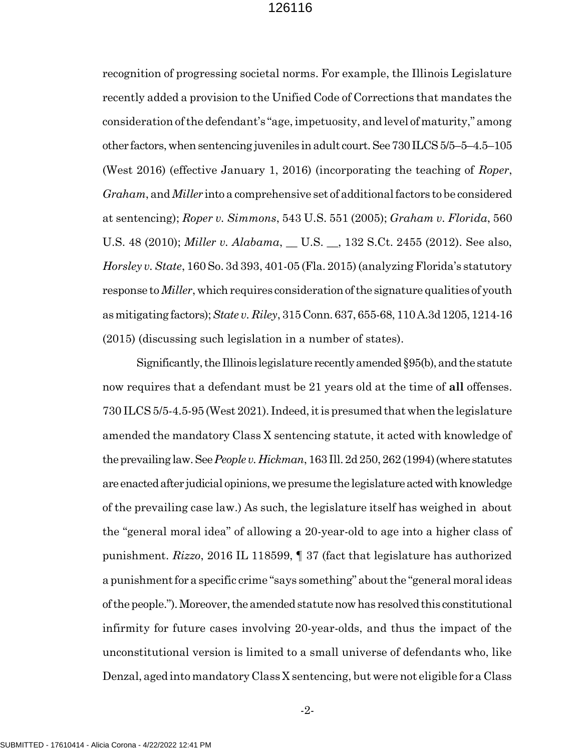recognition of progressing societal norms. For example, the Illinois Legislature recently added a provision to the Unified Code of Corrections that mandates the consideration of the defendant's "age, impetuosity, and level of maturity," among other factors, when sentencing juveniles in adult court. See 730 ILCS 5/5–5–4.5–105 (West 2016) (effective January 1, 2016) (incorporating the teaching of *Roper*, *Graham*, and *Miller* into a comprehensive set of additional factors to be considered at sentencing); *Roper v. Simmons*, 543 U.S. 551 (2005); *Graham v. Florida*, 560 U.S. 48 (2010); *Miller v. Alabama*, __ U.S. __, 132 S.Ct. 2455 (2012). See also, *Horsley v. State*, 160 So. 3d 393, 401-05 (Fla. 2015) (analyzing Florida's statutory response to *Miller*, which requires consideration of the signature qualities of youth as mitigating factors); *State v. Riley*, 315 Conn. 637, 655-68, 110 A.3d 1205, 1214-16 (2015) (discussing such legislation in a number of states).

Significantly, the Illinois legislature recently amended §95(b), and the statute now requires that a defendant must be 21 years old at the time of **all** offenses. 730 ILCS 5/5-4.5-95 (West 2021). Indeed, it is presumed that when the legislature amended the mandatory Class X sentencing statute, it acted with knowledge of the prevailing law. See *People v. Hickman*, 163 Ill. 2d 250, 262 (1994) (where statutes are enacted after judicial opinions, we presume the legislature acted with knowledge of the prevailing case law.) As such, the legislature itself has weighed in about the "general moral idea" of allowing a 20-year-old to age into a higher class of punishment. *Rizzo*, 2016 IL 118599, ¶ 37 (fact that legislature has authorized a punishment for a specific crime "says something" about the "general moral ideas of the people."). Moreover, the amended statute now has resolved this constitutional infirmity for future cases involving 20-year-olds, and thus the impact of the unconstitutional version is limited to a small universe of defendants who, like Denzal, aged into mandatory Class X sentencing, but were not eligible for a Class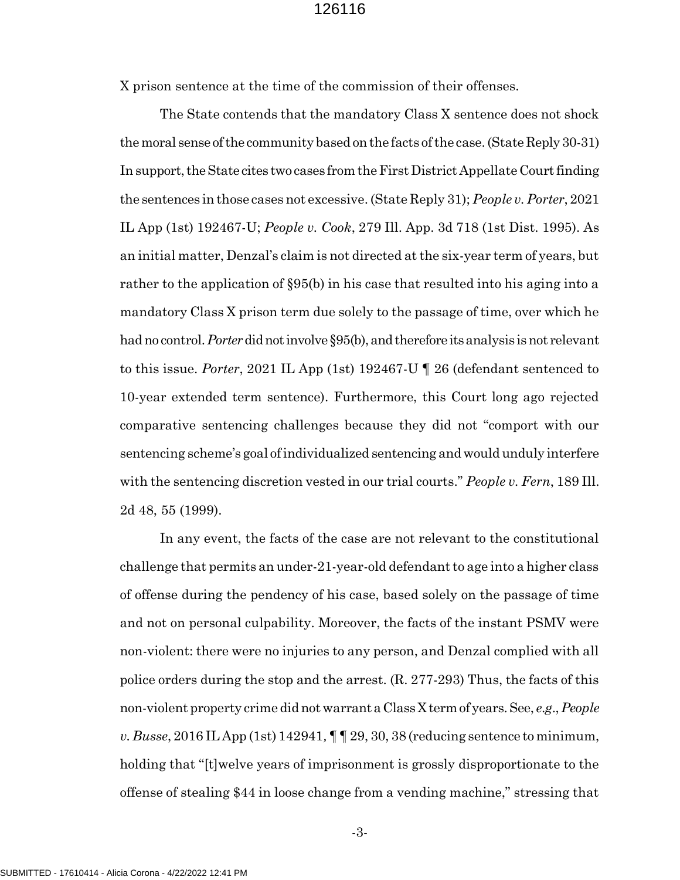X prison sentence at the time of the commission of their offenses.

The State contends that the mandatory Class X sentence does not shock the moral sense of the community based on the facts of the case. (State Reply 30-31) In support, the State cites two cases from the First District Appellate Court finding the sentences in those cases not excessive. (State Reply 31); *People v. Porter*, 2021 IL App (1st) 192467-U; *People v. Cook*, 279 Ill. App. 3d 718 (1st Dist. 1995). As an initial matter, Denzal's claim is not directed at the six-year term of years, but rather to the application of §95(b) in his case that resulted into his aging into a mandatory Class X prison term due solely to the passage of time, over which he had no control. *Porter* did not involve §95(b), and therefore its analysis is not relevant to this issue. *Porter*, 2021 IL App (1st) 192467-U ¶ 26 (defendant sentenced to 10-year extended term sentence). Furthermore, this Court long ago rejected comparative sentencing challenges because they did not "comport with our sentencing scheme's goal of individualized sentencing and would unduly interfere with the sentencing discretion vested in our trial courts." *People v. Fern*, 189 Ill. 2d 48, 55 (1999).

In any event, the facts of the case are not relevant to the constitutional challenge that permits an under-21-year-old defendant to age into a higher class of offense during the pendency of his case, based solely on the passage of time and not on personal culpability. Moreover, the facts of the instant PSMV were non-violent: there were no injuries to any person, and Denzal complied with all police orders during the stop and the arrest. (R. 277-293) Thus, the facts of this non-violent property crime did not warrant a Class X term of years. See, *e.g.*, *People v. Busse*, 2016 IL App (1st) 142941, ¶ ¶ 29, 30, 38 (reducing sentence to minimum, holding that "[t]welve years of imprisonment is grossly disproportionate to the offense of stealing $44 in loose change from a vending machine," stressing that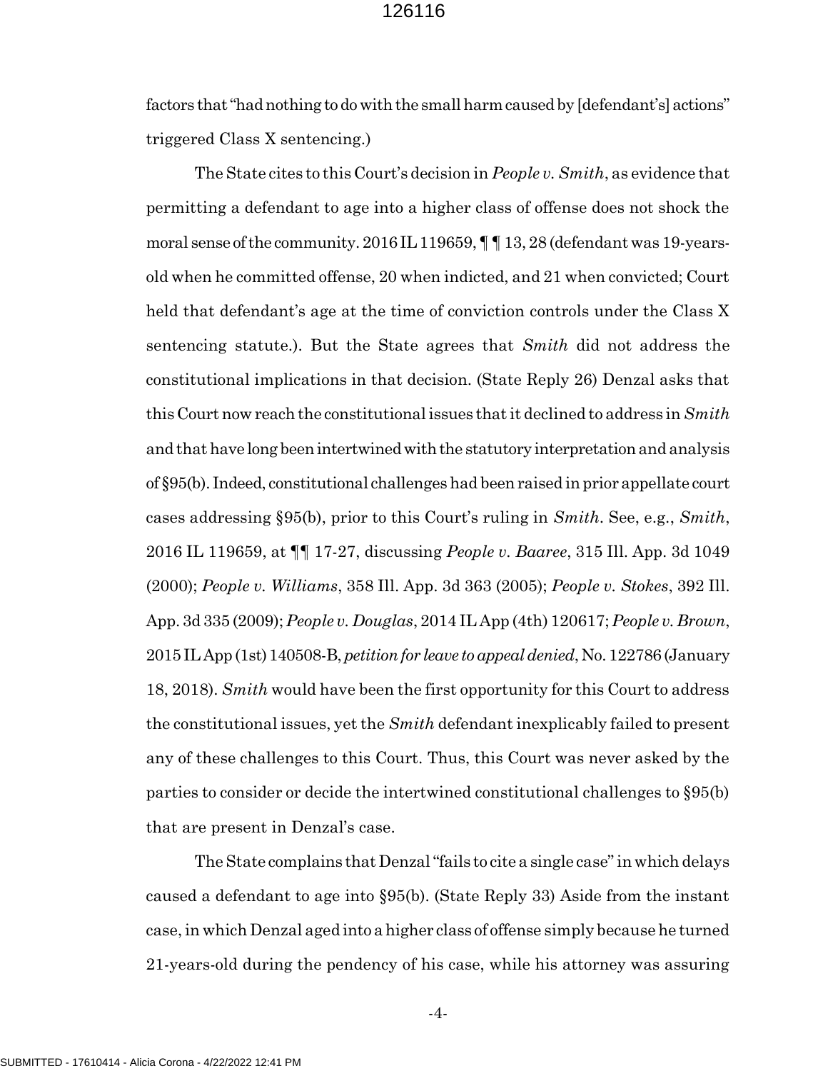factors that "had nothing to do with the small harm caused by [defendant's] actions" triggered Class X sentencing.)

The State cites to this Court's decision in *People v. Smith*, as evidence that permitting a defendant to age into a higher class of offense does not shock the moral sense of the community. 2016 IL 119659, ¶ ¶ 13, 28 (defendant was 19-years-old when he committed offense, 20 when indicted, and 21 when convicted; Court held that defendant's age at the time of conviction controls under the Class X sentencing statute.). But the State agrees that *Smith* did not address the constitutional implications in that decision. (State Reply 26) Denzal asks that this Court now reach the constitutional issues that it declined to address in *Smith* and that have long been intertwined with the statutory interpretation and analysis of §95(b). Indeed, constitutional challenges had been raised in prior appellate court cases addressing §95(b), prior to this Court's ruling in *Smith*. See, e.g., *Smith*, 2016 IL 119659, at ¶¶ 17-27, discussing *People v. Baaree*, 315 Ill. App. 3d 1049 (2000); *People v. Williams*, 358 Ill. App. 3d 363 (2005); *People v. Stokes*, 392 Ill. App. 3d 335 (2009); *People v. Douglas*, 2014 IL App (4th) 120617; *People v. Brown*, 2015 IL App (1st) 140508-B, *petition for leave to appeal denied*, No. 122786 (January 18, 2018). *Smith* would have been the first opportunity for this Court to address the constitutional issues, yet the *Smith* defendant inexplicably failed to present any of these challenges to this Court. Thus, this Court was never asked by the parties to consider or decide the intertwined constitutional challenges to §95(b) that are present in Denzal's case.

The State complains that Denzal "fails to cite a single case" in which delays caused a defendant to age into §95(b). (State Reply 33) Aside from the instant case, in which Denzal aged into a higher class of offense simply because he turned 21-years-old during the pendency of his case, while his attorney was assuring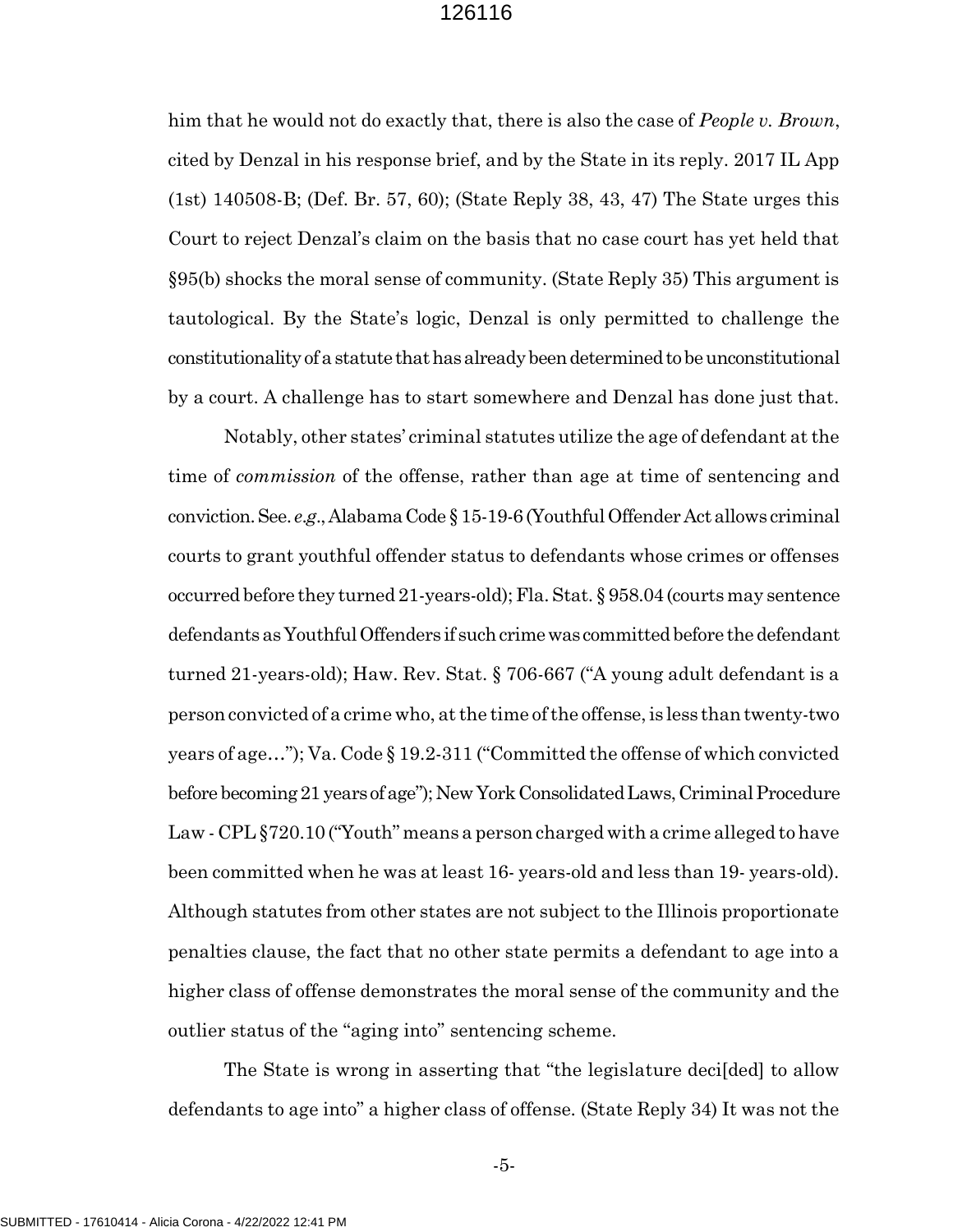him that he would not do exactly that, there is also the case of *People v. Brown*, cited by Denzal in his response brief, and by the State in its reply. 2017 IL App (1st) 140508-B; (Def. Br. 57, 60); (State Reply 38, 43, 47) The State urges this Court to reject Denzal's claim on the basis that no case court has yet held that §95(b) shocks the moral sense of community. (State Reply 35) This argument is tautological. By the State's logic, Denzal is only permitted to challenge the constitutionality of a statute that has already been determined to be unconstitutional by a court. A challenge has to start somewhere and Denzal has done just that.

Notably, other states' criminal statutes utilize the age of defendant at the time of *commission* of the offense, rather than age at time of sentencing and conviction. See. *e.g*., Alabama Code § 15-19-6 (Youthful Offender Act allows criminal courts to grant youthful offender status to defendants whose crimes or offenses occurred before they turned 21-years-old); Fla. Stat. § 958.04 (courts may sentence defendants as Youthful Offenders if such crime was committed before the defendant turned 21-years-old); Haw. Rev. Stat. § 706-667 ("A young adult defendant is a person convicted of a crime who, at the time of the offense, is less than twenty-two years of age…"); Va. Code § 19.2-311 ("Committed the offense of which convicted before becoming 21 years of age"); New York Consolidated Laws, Criminal Procedure Law - CPL §720.10 ("Youth" means a person charged with a crime alleged to have been committed when he was at least 16- years-old and less than 19- years-old). Although statutes from other states are not subject to the Illinois proportionate penalties clause, the fact that no other state permits a defendant to age into a higher class of offense demonstrates the moral sense of the community and the outlier status of the "aging into" sentencing scheme.

The State is wrong in asserting that "the legislature deci[ded] to allow defendants to age into" a higher class of offense. (State Reply 34) It was not the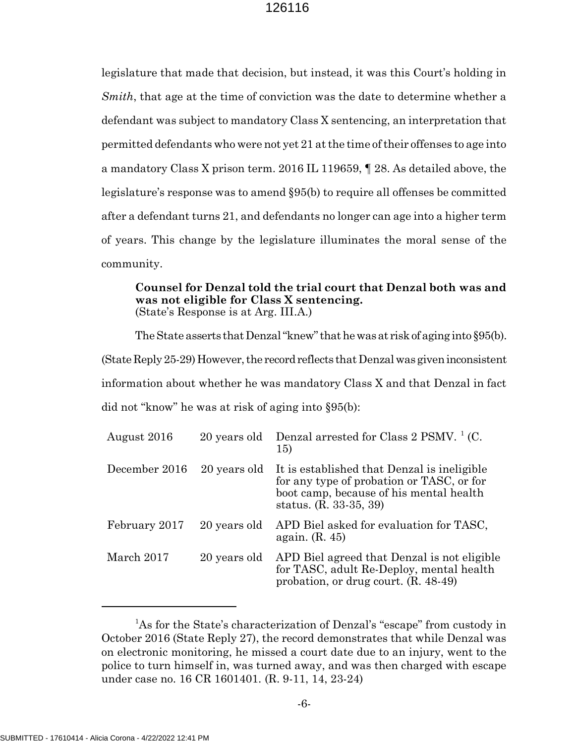legislature that made that decision, but instead, it was this Court's holding in *Smith*, that age at the time of conviction was the date to determine whether a defendant was subject to mandatory Class X sentencing, an interpretation that permitted defendants who were not yet 21 at the time of their offenses to age into a mandatory Class X prison term. 2016 IL 119659, ¶ 28. As detailed above, the legislature's response was to amend §95(b) to require all offenses be committed after a defendant turns 21, and defendants no longer can age into a higher term of years. This change by the legislature illuminates the moral sense of the community.

**Counsel for Denzal told the trial court that Denzal both was and was not eligible for Class X sentencing.**
(State's Response is at Arg. III.A.)

The State asserts that Denzal "knew" that he was at risk of aging into §95(b). (State Reply 25-29) However, the record reflects that Denzal was given inconsistent information about whether he was mandatory Class X and that Denzal in fact did not "know" he was at risk of aging into §95(b):

| | | |
|---|---|---|
| August 2016 | 20 years old | Denzal arrested for Class 2 PSMV. [1] (C. 15) |
| December 2016 | 20 years old | It is established that Denzal is ineligible for any type of probation or TASC, or for boot camp, because of his mental health status. (R. 33-35, 39) |
| February 2017 | 20 years old | APD Biel asked for evaluation for TASC, again. (R. 45) |
| March 2017 | 20 years old | APD Biel agreed that Denzal is not eligible for TASC, adult Re-Deploy, mental health probation, or drug court. (R. 48-49) |

[1] As for the State's characterization of Denzal's "escape" from custody in October 2016 (State Reply 27), the record demonstrates that while Denzal was on electronic monitoring, he missed a court date due to an injury, went to the police to turn himself in, was turned away, and was then charged with escape under case no. 16 CR 1601401. (R. 9-11, 14, 23-24)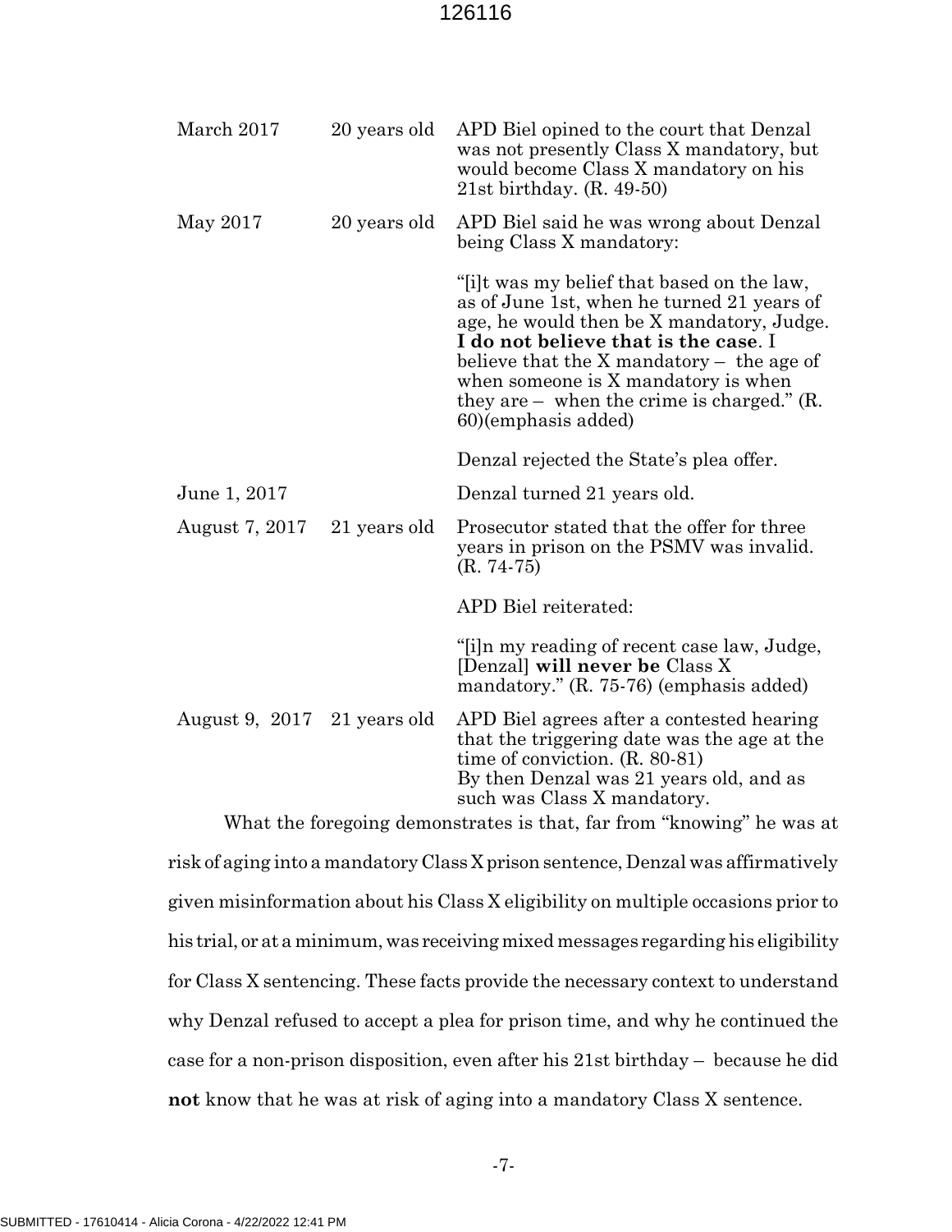| March 2017 | 20 years old | APD Biel opined to the court that Denzal was not presently Class X mandatory, but would become Class X mandatory on his 21st birthday. (R. 49-50) |
|---|---|---|
| May 2017 | 20 years old | APD Biel said he was wrong about Denzal being Class X mandatory:<br><br>"[i]t was my belief that based on the law, as of June 1st, when he turned 21 years of age, he would then be X mandatory, Judge. **I do not believe that is the case**. I believe that the X mandatory – the age of when someone is X mandatory is when they are – when the crime is charged." (R. 60)(emphasis added)<br><br>Denzal rejected the State's plea offer. |
| June 1, 2017 | | Denzal turned 21 years old. |
| August 7, 2017 | 21 years old | Prosecutor stated that the offer for three years in prison on the PSMV was invalid. (R. 74-75)<br><br>APD Biel reiterated:<br><br>"[i]n my reading of recent case law, Judge, [Denzal] **will never be** Class X mandatory." (R. 75-76) (emphasis added) |
| August 9, 2017 | 21 years old | APD Biel agrees after a contested hearing that the triggering date was the age at the time of conviction. (R. 80-81)<br>By then Denzal was 21 years old, and as such was Class X mandatory. |

What the foregoing demonstrates is that, far from "knowing" he was at risk of aging into a mandatory Class X prison sentence, Denzal was affirmatively given misinformation about his Class X eligibility on multiple occasions prior to his trial, or at a minimum, was receiving mixed messages regarding his eligibility for Class X sentencing. These facts provide the necessary context to understand why Denzal refused to accept a plea for prison time, and why he continued the case for a non-prison disposition, even after his 21st birthday – because he did **not** know that he was at risk of aging into a mandatory Class X sentence.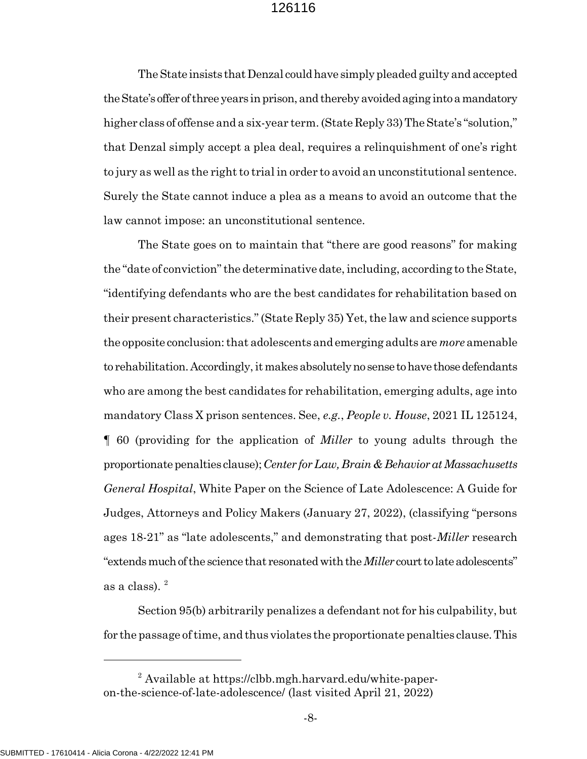The State insists that Denzal could have simply pleaded guilty and accepted the State's offer of three years in prison, and thereby avoided aging into a mandatory higher class of offense and a six-year term. (State Reply 33) The State's "solution," that Denzal simply accept a plea deal, requires a relinquishment of one's right to jury as well as the right to trial in order to avoid an unconstitutional sentence. Surely the State cannot induce a plea as a means to avoid an outcome that the law cannot impose: an unconstitutional sentence.

The State goes on to maintain that "there are good reasons" for making the "date of conviction" the determinative date, including, according to the State, "identifying defendants who are the best candidates for rehabilitation based on their present characteristics." (State Reply 35) Yet, the law and science supports the opposite conclusion: that adolescents and emerging adults are *more* amenable to rehabilitation. Accordingly, it makes absolutely no sense to have those defendants who are among the best candidates for rehabilitation, emerging adults, age into mandatory Class X prison sentences. See, *e.g.*, *People v. House*, 2021 IL 125124, ¶ 60 (providing for the application of *Miller* to young adults through the proportionate penalties clause); *Center for Law, Brain & Behavior at Massachusetts General Hospital*, White Paper on the Science of Late Adolescence: A Guide for Judges, Attorneys and Policy Makers (January 27, 2022), (classifying "persons ages 18-21" as "late adolescents," and demonstrating that post-*Miller* research "extends much of the science that resonated with the *Miller* court to late adolescents" as a class). [2]

Section 95(b) arbitrarily penalizes a defendant not for his culpability, but for the passage of time, and thus violates the proportionate penalties clause. This

---

[2] Available at https://clbb.mgh.harvard.edu/white-paper-on-the-science-of-late-adolescence/ (last visited April 21, 2022)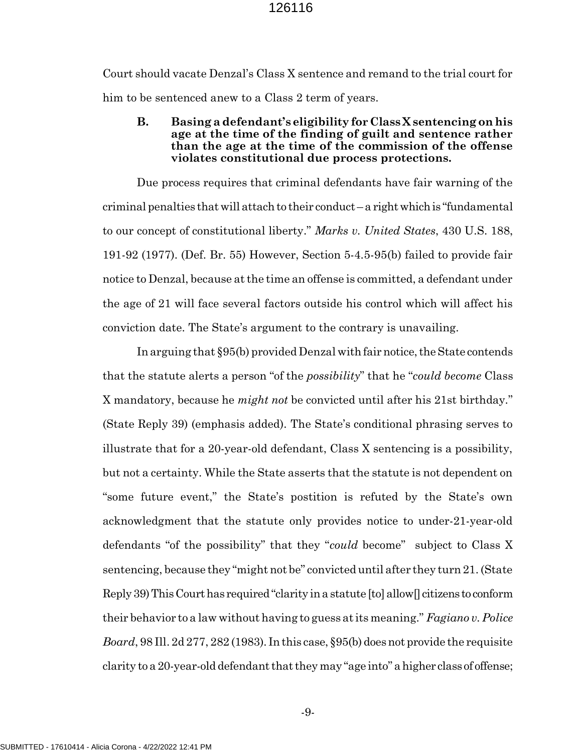Court should vacate Denzal's Class X sentence and remand to the trial court for him to be sentenced anew to a Class 2 term of years.

**B. Basing a defendant's eligibility for Class X sentencing on his age at the time of the finding of guilt and sentence rather than the age at the time of the commission of the offense violates constitutional due process protections.**

Due process requires that criminal defendants have fair warning of the criminal penalties that will attach to their conduct – a right which is "fundamental to our concept of constitutional liberty." *Marks v. United States*, 430 U.S. 188, 191-92 (1977). (Def. Br. 55) However, Section 5-4.5-95(b) failed to provide fair notice to Denzal, because at the time an offense is committed, a defendant under the age of 21 will face several factors outside his control which will affect his conviction date. The State's argument to the contrary is unavailing.

In arguing that §95(b) provided Denzal with fair notice, the State contends that the statute alerts a person "of the *possibility*" that he "*could become* Class X mandatory, because he *might not* be convicted until after his 21st birthday." (State Reply 39) (emphasis added). The State's conditional phrasing serves to illustrate that for a 20-year-old defendant, Class X sentencing is a possibility, but not a certainty. While the State asserts that the statute is not dependent on "some future event," the State's postition is refuted by the State's own acknowledgment that the statute only provides notice to under-21-year-old defendants "of the possibility" that they "*could* become" subject to Class X sentencing, because they "might not be" convicted until after they turn 21. (State Reply 39) This Court has required "clarity in a statute [to] allow[] citizens to conform their behavior to a law without having to guess at its meaning." *Fagiano v. Police Board*, 98 Ill. 2d 277, 282 (1983). In this case, §95(b) does not provide the requisite clarity to a 20-year-old defendant that they may "age into" a higher class of offense;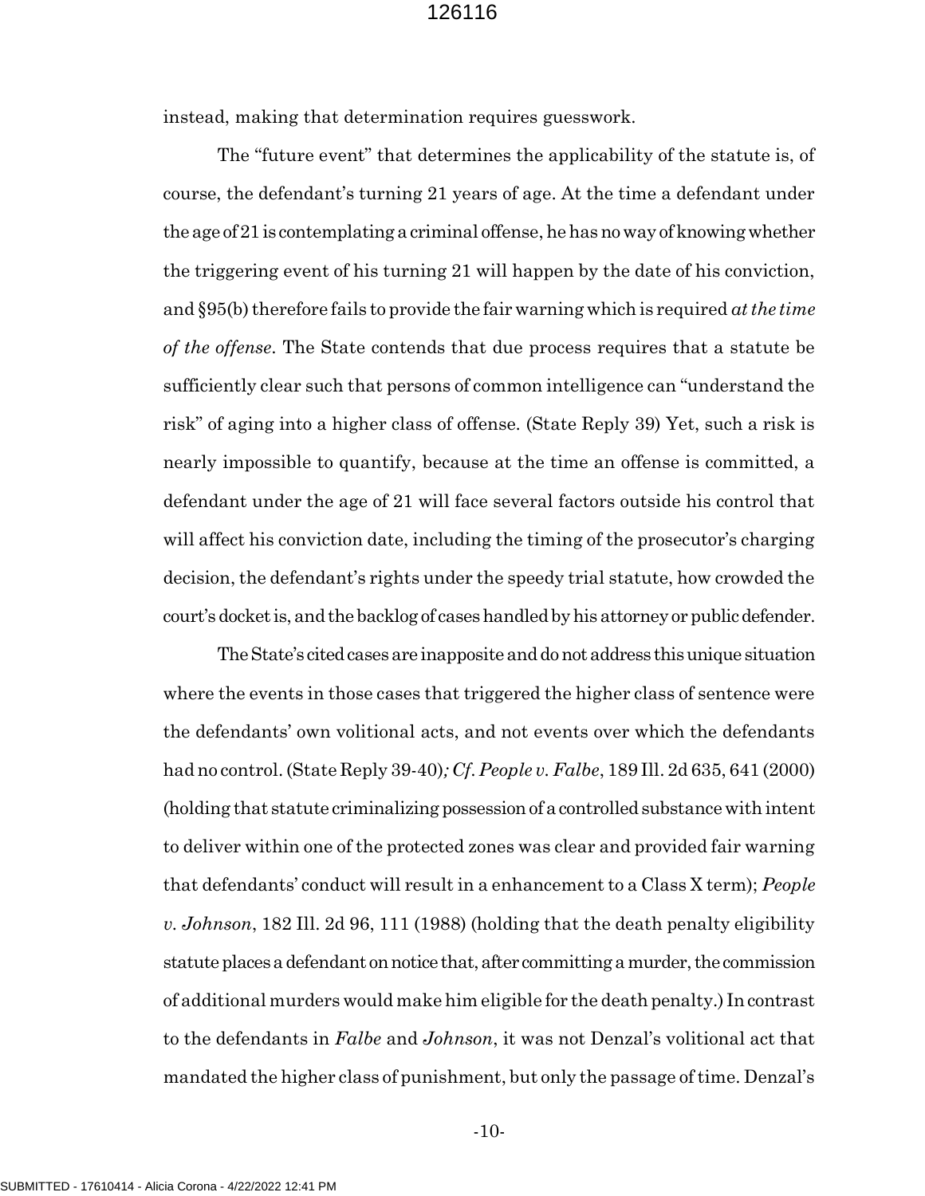instead, making that determination requires guesswork.

The "future event" that determines the applicability of the statute is, of course, the defendant's turning 21 years of age. At the time a defendant under the age of 21 is contemplating a criminal offense, he has no way of knowing whether the triggering event of his turning 21 will happen by the date of his conviction, and §95(b) therefore fails to provide the fair warning which is required *at the time of the offense*. The State contends that due process requires that a statute be sufficiently clear such that persons of common intelligence can "understand the risk" of aging into a higher class of offense. (State Reply 39) Yet, such a risk is nearly impossible to quantify, because at the time an offense is committed, a defendant under the age of 21 will face several factors outside his control that will affect his conviction date, including the timing of the prosecutor's charging decision, the defendant's rights under the speedy trial statute, how crowded the court's docket is, and the backlog of cases handled by his attorney or public defender.

The State's cited cases are inapposite and do not address this unique situation where the events in those cases that triggered the higher class of sentence were the defendants' own volitional acts, and not events over which the defendants had no control. (State Reply 39-40)*; Cf. People v. Falbe*, 189 Ill. 2d 635, 641 (2000) (holding that statute criminalizing possession of a controlled substance with intent to deliver within one of the protected zones was clear and provided fair warning that defendants' conduct will result in a enhancement to a Class X term); *People v. Johnson*, 182 Ill. 2d 96, 111 (1988) (holding that the death penalty eligibility statute places a defendant on notice that, after committing a murder, the commission of additional murders would make him eligible for the death penalty.) In contrast to the defendants in *Falbe* and *Johnson*, it was not Denzal's volitional act that mandated the higher class of punishment, but only the passage of time. Denzal's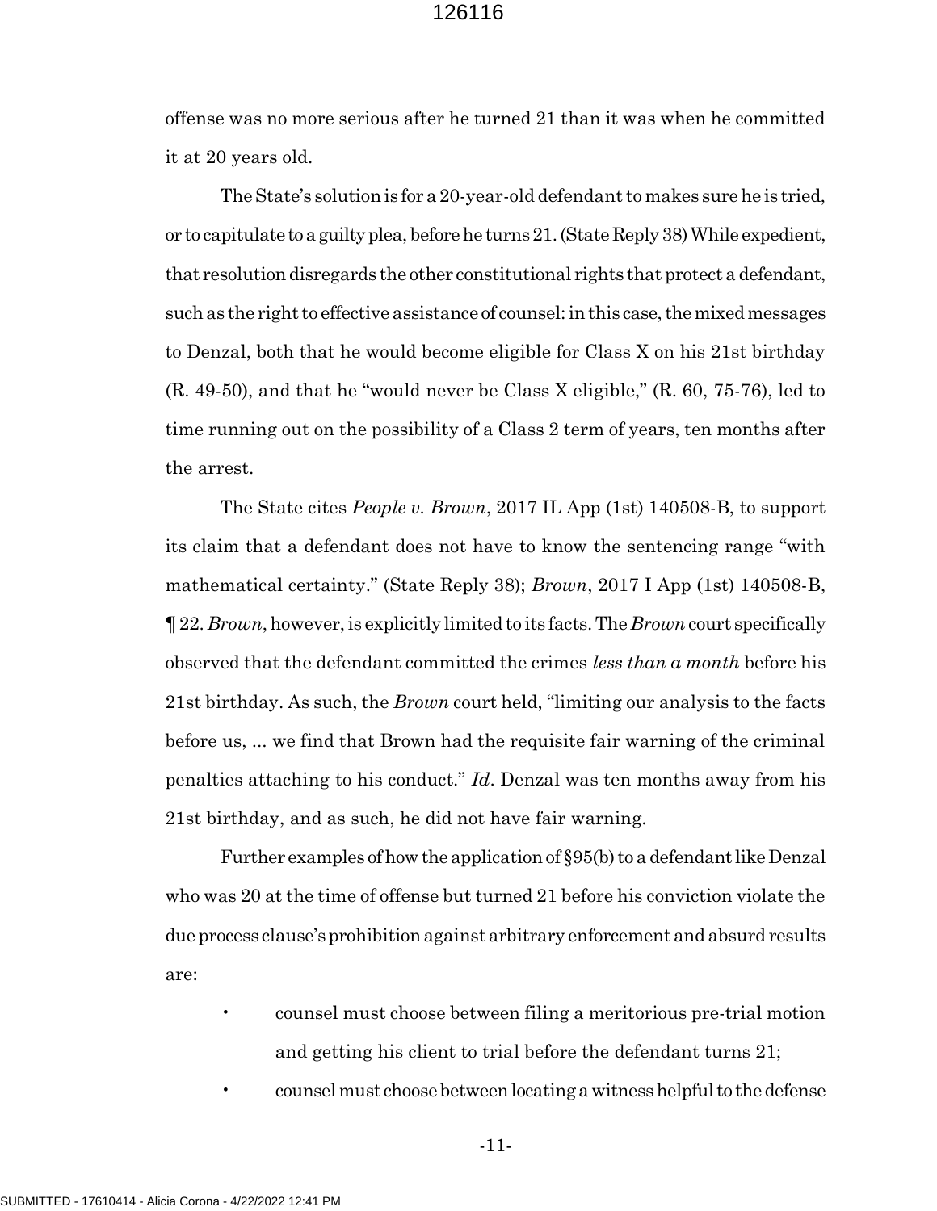offense was no more serious after he turned 21 than it was when he committed it at 20 years old.

The State's solution is for a 20-year-old defendant to makes sure he is tried, or to capitulate to a guilty plea, before he turns 21. (State Reply 38) While expedient, that resolution disregards the other constitutional rights that protect a defendant, such as the right to effective assistance of counsel: in this case, the mixed messages to Denzal, both that he would become eligible for Class X on his 21st birthday (R. 49-50), and that he "would never be Class X eligible," (R. 60, 75-76), led to time running out on the possibility of a Class 2 term of years, ten months after the arrest.

The State cites *People v. Brown*, 2017 IL App (1st) 140508-B, to support its claim that a defendant does not have to know the sentencing range "with mathematical certainty." (State Reply 38); *Brown*, 2017 I App (1st) 140508-B, ¶ 22. *Brown*, however, is explicitly limited to its facts. The *Brown* court specifically observed that the defendant committed the crimes *less than a month* before his 21st birthday. As such, the *Brown* court held, "limiting our analysis to the facts before us, ... we find that Brown had the requisite fair warning of the criminal penalties attaching to his conduct." *Id*. Denzal was ten months away from his 21st birthday, and as such, he did not have fair warning.

Further examples of how the application of §95(b) to a defendant like Denzal who was 20 at the time of offense but turned 21 before his conviction violate the due process clause's prohibition against arbitrary enforcement and absurd results are:

- counsel must choose between filing a meritorious pre-trial motion and getting his client to trial before the defendant turns 21;
- counsel must choose between locating a witness helpful to the defense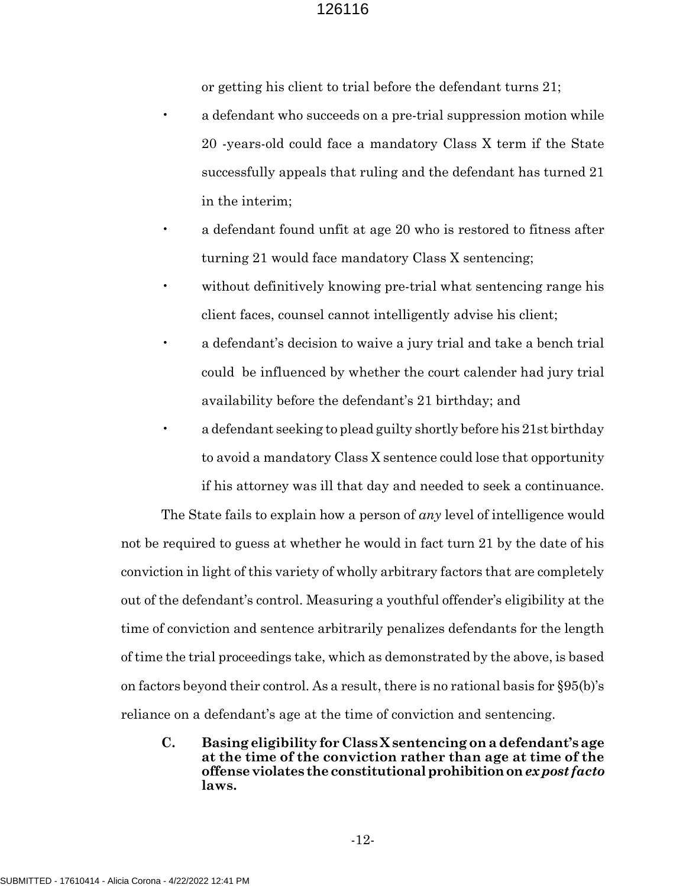or getting his client to trial before the defendant turns 21;

- a defendant who succeeds on a pre-trial suppression motion while 20 -years-old could face a mandatory Class X term if the State successfully appeals that ruling and the defendant has turned 21 in the interim;
- a defendant found unfit at age 20 who is restored to fitness after turning 21 would face mandatory Class X sentencing;
- without definitively knowing pre-trial what sentencing range his client faces, counsel cannot intelligently advise his client;
- a defendant's decision to waive a jury trial and take a bench trial could be influenced by whether the court calender had jury trial availability before the defendant's 21 birthday; and
- a defendant seeking to plead guilty shortly before his 21st birthday to avoid a mandatory Class X sentence could lose that opportunity if his attorney was ill that day and needed to seek a continuance.

The State fails to explain how a person of *any* level of intelligence would not be required to guess at whether he would in fact turn 21 by the date of his conviction in light of this variety of wholly arbitrary factors that are completely out of the defendant's control. Measuring a youthful offender's eligibility at the time of conviction and sentence arbitrarily penalizes defendants for the length of time the trial proceedings take, which as demonstrated by the above, is based on factors beyond their control. As a result, there is no rational basis for §95(b)'s reliance on a defendant's age at the time of conviction and sentencing.

### C. Basing eligibility for Class X sentencing on a defendant's age at the time of the conviction rather than age at time of the offense violates the constitutional prohibition on *ex post facto* laws.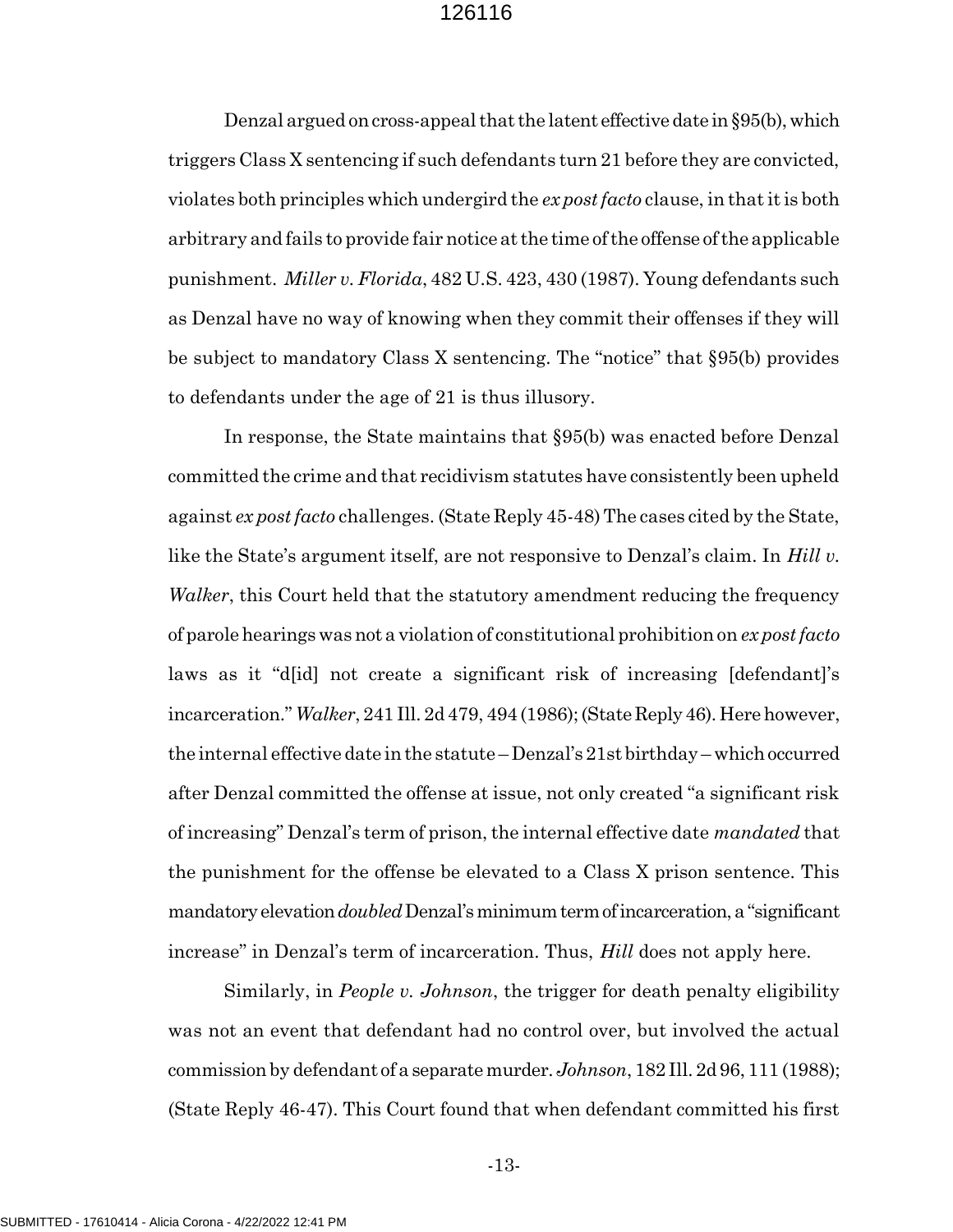Denzal argued on cross-appeal that the latent effective date in §95(b), which triggers Class X sentencing if such defendants turn 21 before they are convicted, violates both principles which undergird the *ex post facto* clause, in that it is both arbitrary and fails to provide fair notice at the time of the offense of the applicable punishment. *Miller v. Florida*, 482 U.S. 423, 430 (1987). Young defendants such as Denzal have no way of knowing when they commit their offenses if they will be subject to mandatory Class X sentencing. The "notice" that §95(b) provides to defendants under the age of 21 is thus illusory.

In response, the State maintains that §95(b) was enacted before Denzal committed the crime and that recidivism statutes have consistently been upheld against *ex post facto* challenges. (State Reply 45-48) The cases cited by the State, like the State's argument itself, are not responsive to Denzal's claim. In *Hill v. Walker*, this Court held that the statutory amendment reducing the frequency of parole hearings was not a violation of constitutional prohibition on *ex post facto* laws as it "d[id] not create a significant risk of increasing [defendant]'s incarceration." *Walker*, 241 Ill. 2d 479, 494 (1986); (State Reply 46). Here however, the internal effective date in the statute – Denzal's 21st birthday – which occurred after Denzal committed the offense at issue, not only created "a significant risk of increasing" Denzal's term of prison, the internal effective date *mandated* that the punishment for the offense be elevated to a Class X prison sentence. This mandatory elevation *doubled* Denzal's minimum term of incarceration, a "significant increase" in Denzal's term of incarceration. Thus, *Hill* does not apply here.

Similarly, in *People v. Johnson*, the trigger for death penalty eligibility was not an event that defendant had no control over, but involved the actual commission by defendant of a separate murder. *Johnson*, 182 Ill. 2d 96, 111 (1988); (State Reply 46-47). This Court found that when defendant committed his first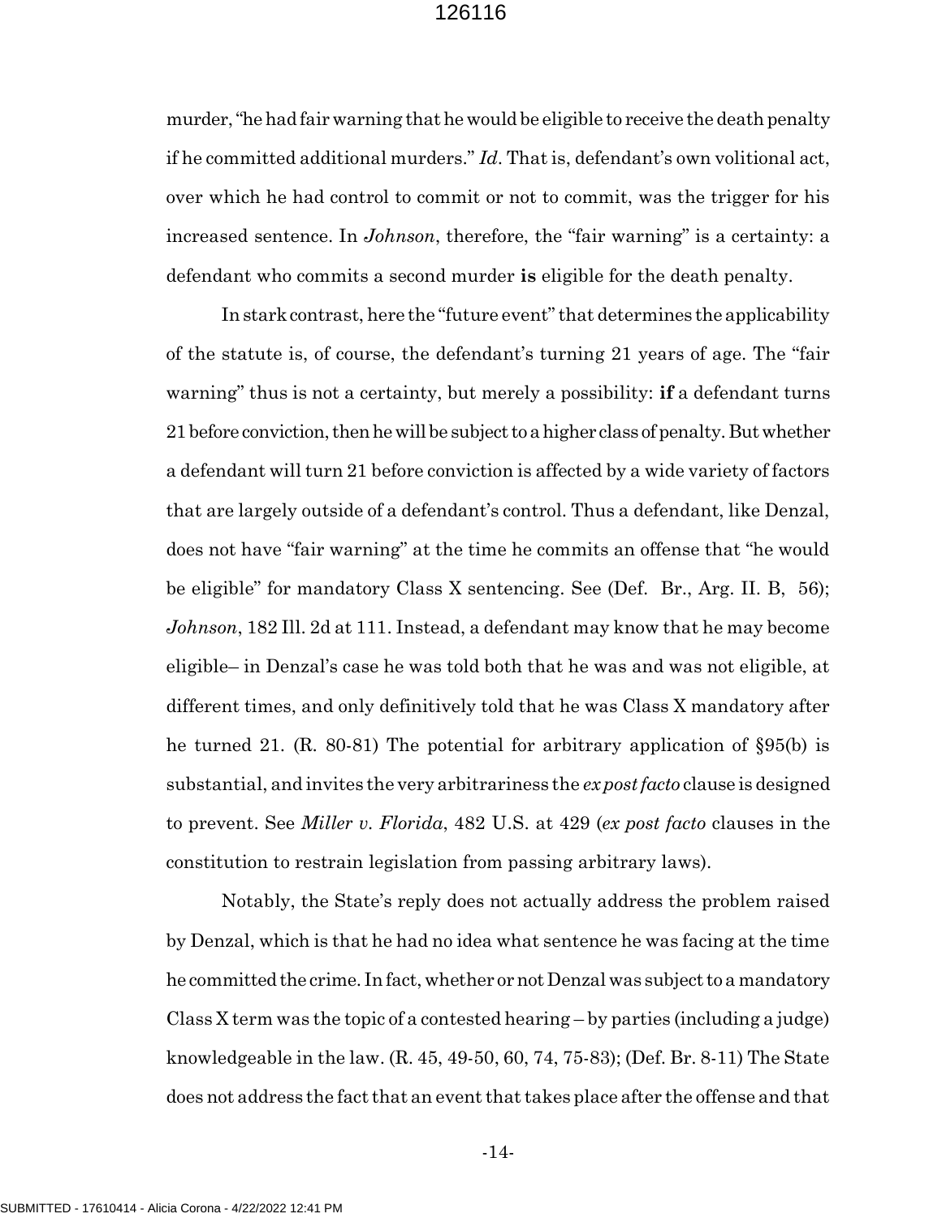murder, "he had fair warning that he would be eligible to receive the death penalty if he committed additional murders." *Id*. That is, defendant's own volitional act, over which he had control to commit or not to commit, was the trigger for his increased sentence. In *Johnson*, therefore, the "fair warning" is a certainty: a defendant who commits a second murder **is** eligible for the death penalty.

In stark contrast, here the "future event" that determines the applicability of the statute is, of course, the defendant's turning 21 years of age. The "fair warning" thus is not a certainty, but merely a possibility: **if** a defendant turns 21 before conviction, then he will be subject to a higher class of penalty. But whether a defendant will turn 21 before conviction is affected by a wide variety of factors that are largely outside of a defendant's control. Thus a defendant, like Denzal, does not have "fair warning" at the time he commits an offense that "he would be eligible" for mandatory Class X sentencing. See (Def. Br., Arg. II. B, 56); *Johnson*, 182 Ill. 2d at 111. Instead, a defendant may know that he may become eligible– in Denzal's case he was told both that he was and was not eligible, at different times, and only definitively told that he was Class X mandatory after he turned 21. (R. 80-81) The potential for arbitrary application of §95(b) is substantial, and invites the very arbitrariness the *ex post facto* clause is designed to prevent. See *Miller v. Florida*, 482 U.S. at 429 (*ex post facto* clauses in the constitution to restrain legislation from passing arbitrary laws).

Notably, the State's reply does not actually address the problem raised by Denzal, which is that he had no idea what sentence he was facing at the time he committed the crime. In fact, whether or not Denzal was subject to a mandatory Class X term was the topic of a contested hearing – by parties (including a judge) knowledgeable in the law. (R. 45, 49-50, 60, 74, 75-83); (Def. Br. 8-11) The State does not address the fact that an event that takes place after the offense and that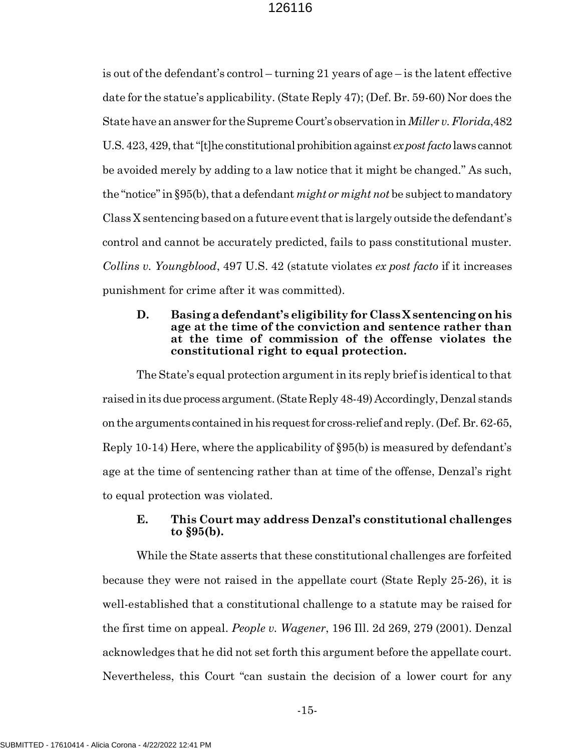is out of the defendant's control – turning 21 years of age – is the latent effective date for the statue's applicability. (State Reply 47); (Def. Br. 59-60) Nor does the State have an answer for the Supreme Court's observation in *Miller v. Florida*,482 U.S. 423, 429, that "[t]he constitutional prohibition against *ex post facto* laws cannot be avoided merely by adding to a law notice that it might be changed." As such, the "notice" in §95(b), that a defendant *might or might not* be subject to mandatory Class X sentencing based on a future event that is largely outside the defendant's control and cannot be accurately predicted, fails to pass constitutional muster. *Collins v. Youngblood*, 497 U.S. 42 (statute violates *ex post facto* if it increases punishment for crime after it was committed).

### D. Basing a defendant's eligibility for Class X sentencing on his age at the time of the conviction and sentence rather than at the time of commission of the offense violates the constitutional right to equal protection.

The State's equal protection argument in its reply brief is identical to that raised in its due process argument. (State Reply 48-49) Accordingly, Denzal stands on the arguments contained in his request for cross-relief and reply. (Def. Br. 62-65, Reply 10-14) Here, where the applicability of §95(b) is measured by defendant's age at the time of sentencing rather than at time of the offense, Denzal's right to equal protection was violated.

### E. This Court may address Denzal's constitutional challenges to §95(b).

While the State asserts that these constitutional challenges are forfeited because they were not raised in the appellate court (State Reply 25-26), it is well-established that a constitutional challenge to a statute may be raised for the first time on appeal. *People v. Wagener*, 196 Ill. 2d 269, 279 (2001). Denzal acknowledges that he did not set forth this argument before the appellate court. Nevertheless, this Court "can sustain the decision of a lower court for any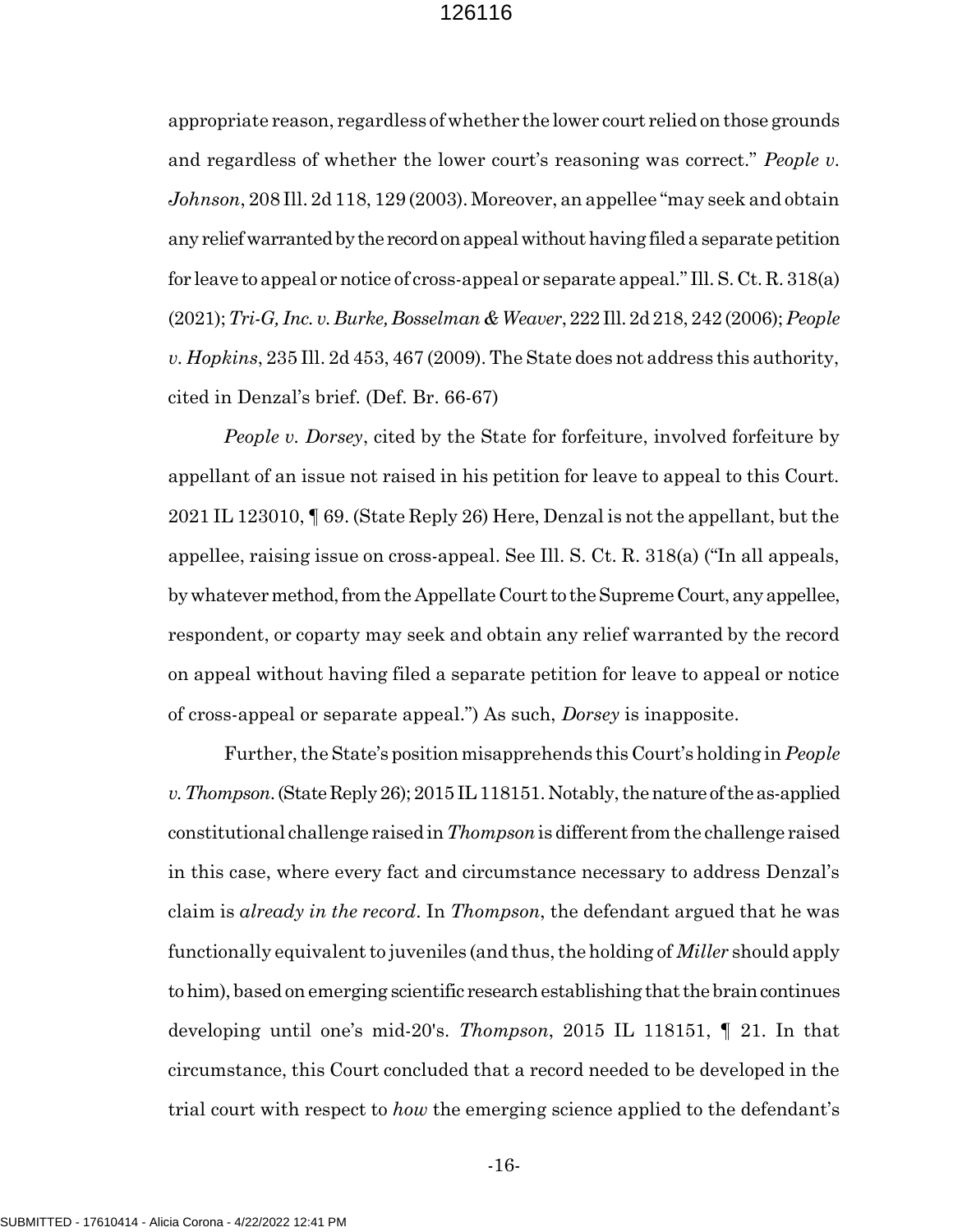appropriate reason, regardless of whether the lower court relied on those grounds and regardless of whether the lower court's reasoning was correct." *People v. Johnson*, 208 Ill. 2d 118, 129 (2003). Moreover, an appellee "may seek and obtain any relief warranted by the record on appeal without having filed a separate petition for leave to appeal or notice of cross-appeal or separate appeal." Ill. S. Ct. R. 318(a) (2021); *Tri-G, Inc. v. Burke, Bosselman & Weaver*, 222 Ill. 2d 218, 242 (2006); *People v. Hopkins*, 235 Ill. 2d 453, 467 (2009). The State does not address this authority, cited in Denzal's brief. (Def. Br. 66-67)

*People v. Dorsey*, cited by the State for forfeiture, involved forfeiture by appellant of an issue not raised in his petition for leave to appeal to this Court. 2021 IL 123010, ¶ 69. (State Reply 26) Here, Denzal is not the appellant, but the appellee, raising issue on cross-appeal. See Ill. S. Ct. R. 318(a) ("In all appeals, by whatever method, from the Appellate Court to the Supreme Court, any appellee, respondent, or coparty may seek and obtain any relief warranted by the record on appeal without having filed a separate petition for leave to appeal or notice of cross-appeal or separate appeal.") As such, *Dorsey* is inapposite.

Further, the State's position misapprehends this Court's holding in *People v. Thompson*. (State Reply 26); 2015 IL 118151. Notably, the nature of the as-applied constitutional challenge raised in *Thompson* is different from the challenge raised in this case, where every fact and circumstance necessary to address Denzal's claim is *already in the record*. In *Thompson*, the defendant argued that he was functionally equivalent to juveniles (and thus, the holding of *Miller* should apply to him), based on emerging scientific research establishing that the brain continues developing until one's mid-20's. *Thompson*, 2015 IL 118151, ¶ 21. In that circumstance, this Court concluded that a record needed to be developed in the trial court with respect to *how* the emerging science applied to the defendant's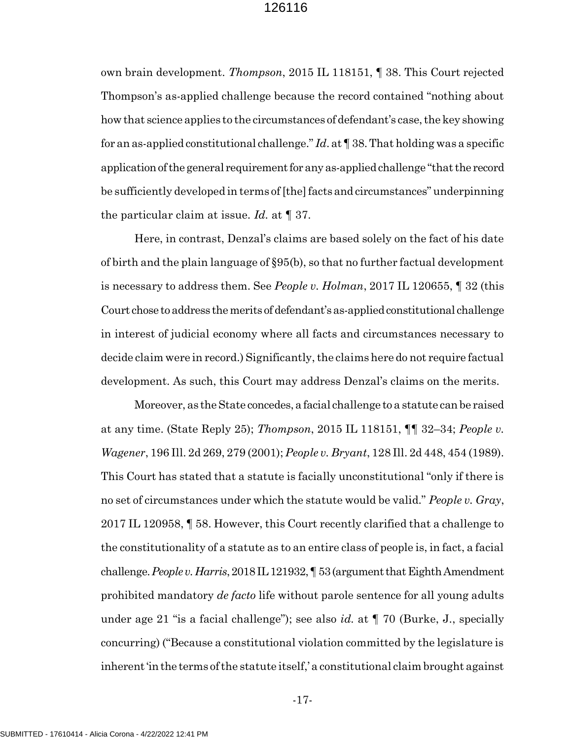own brain development. *Thompson*, 2015 IL 118151, ¶ 38. This Court rejected Thompson's as-applied challenge because the record contained "nothing about how that science applies to the circumstances of defendant's case, the key showing for an as-applied constitutional challenge." *Id*. at ¶ 38. That holding was a specific application of the general requirement for any as-applied challenge "that the record be sufficiently developed in terms of [the] facts and circumstances" underpinning the particular claim at issue. *Id.* at ¶ 37.

Here, in contrast, Denzal's claims are based solely on the fact of his date of birth and the plain language of §95(b), so that no further factual development is necessary to address them. See *People v. Holman*, 2017 IL 120655, ¶ 32 (this Court chose to address the merits of defendant's as-applied constitutional challenge in interest of judicial economy where all facts and circumstances necessary to decide claim were in record.) Significantly, the claims here do not require factual development. As such, this Court may address Denzal's claims on the merits.

Moreover, as the State concedes, a facial challenge to a statute can be raised at any time. (State Reply 25); *Thompson*, 2015 IL 118151, ¶¶ 32–34; *People v. Wagener*, 196 Ill. 2d 269, 279 (2001); *People v. Bryant*, 128 Ill. 2d 448, 454 (1989). This Court has stated that a statute is facially unconstitutional "only if there is no set of circumstances under which the statute would be valid." *People v. Gray*, 2017 IL 120958, ¶ 58. However, this Court recently clarified that a challenge to the constitutionality of a statute as to an entire class of people is, in fact, a facial challenge. *People v. Harris*, 2018 IL 121932, ¶ 53 (argument that Eighth Amendment prohibited mandatory *de facto* life without parole sentence for all young adults under age 21 "is a facial challenge"); see also *id.* at ¶ 70 (Burke, J., specially concurring) ("Because a constitutional violation committed by the legislature is inherent 'in the terms of the statute itself,' a constitutional claim brought against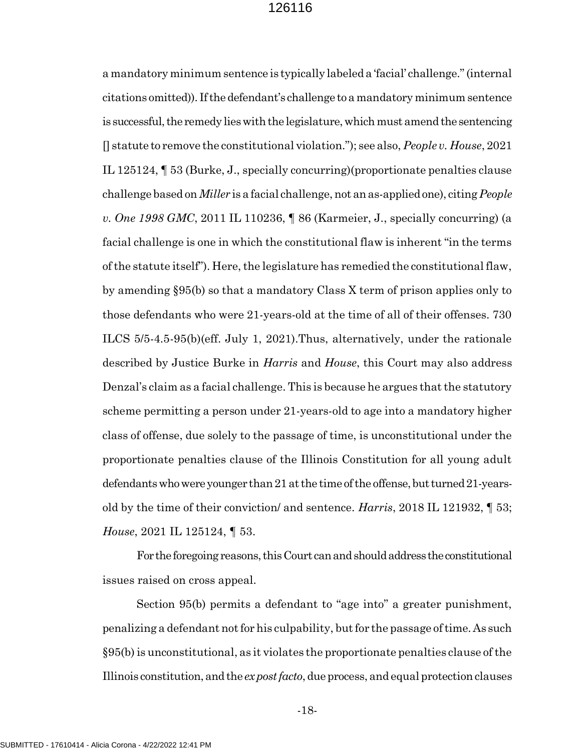a mandatory minimum sentence is typically labeled a 'facial' challenge." (internal citations omitted)). If the defendant's challenge to a mandatory minimum sentence is successful, the remedy lies with the legislature, which must amend the sentencing [] statute to remove the constitutional violation."); see also, *People v. House*, 2021 IL 125124, ¶ 53 (Burke, J., specially concurring)(proportionate penalties clause challenge based on *Miller* is a facial challenge, not an as-applied one), citing *People v. One 1998 GMC*, 2011 IL 110236, ¶ 86 (Karmeier, J., specially concurring) (a facial challenge is one in which the constitutional flaw is inherent "in the terms of the statute itself"). Here, the legislature has remedied the constitutional flaw, by amending §95(b) so that a mandatory Class X term of prison applies only to those defendants who were 21-years-old at the time of all of their offenses. 730 ILCS 5/5-4.5-95(b)(eff. July 1, 2021).Thus, alternatively, under the rationale described by Justice Burke in *Harris* and *House*, this Court may also address Denzal's claim as a facial challenge. This is because he argues that the statutory scheme permitting a person under 21-years-old to age into a mandatory higher class of offense, due solely to the passage of time, is unconstitutional under the proportionate penalties clause of the Illinois Constitution for all young adult defendants who were younger than 21 at the time of the offense, but turned 21-years-old by the time of their conviction/ and sentence. *Harris*, 2018 IL 121932, ¶ 53; *House*, 2021 IL 125124, ¶ 53.

For the foregoing reasons, this Court can and should address the constitutional issues raised on cross appeal.

Section 95(b) permits a defendant to "age into" a greater punishment, penalizing a defendant not for his culpability, but for the passage of time. As such §95(b) is unconstitutional, as it violates the proportionate penalties clause of the Illinois constitution, and the *ex post facto*, due process, and equal protection clauses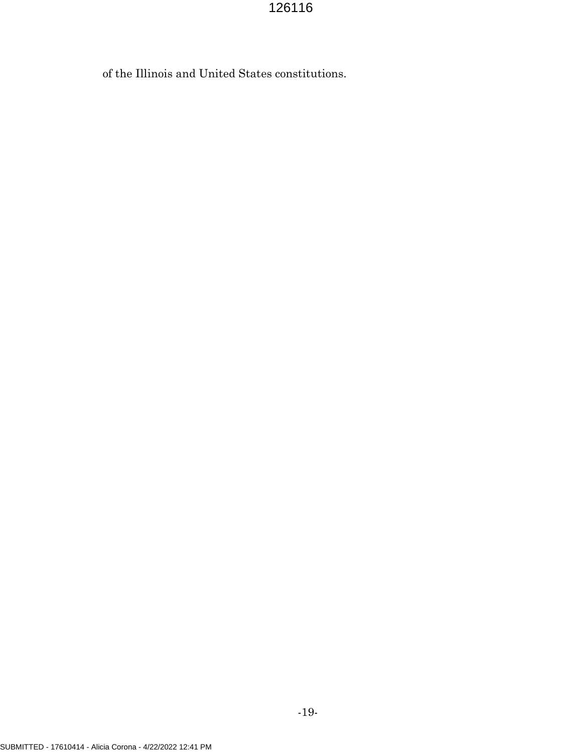of the Illinois and United States constitutions.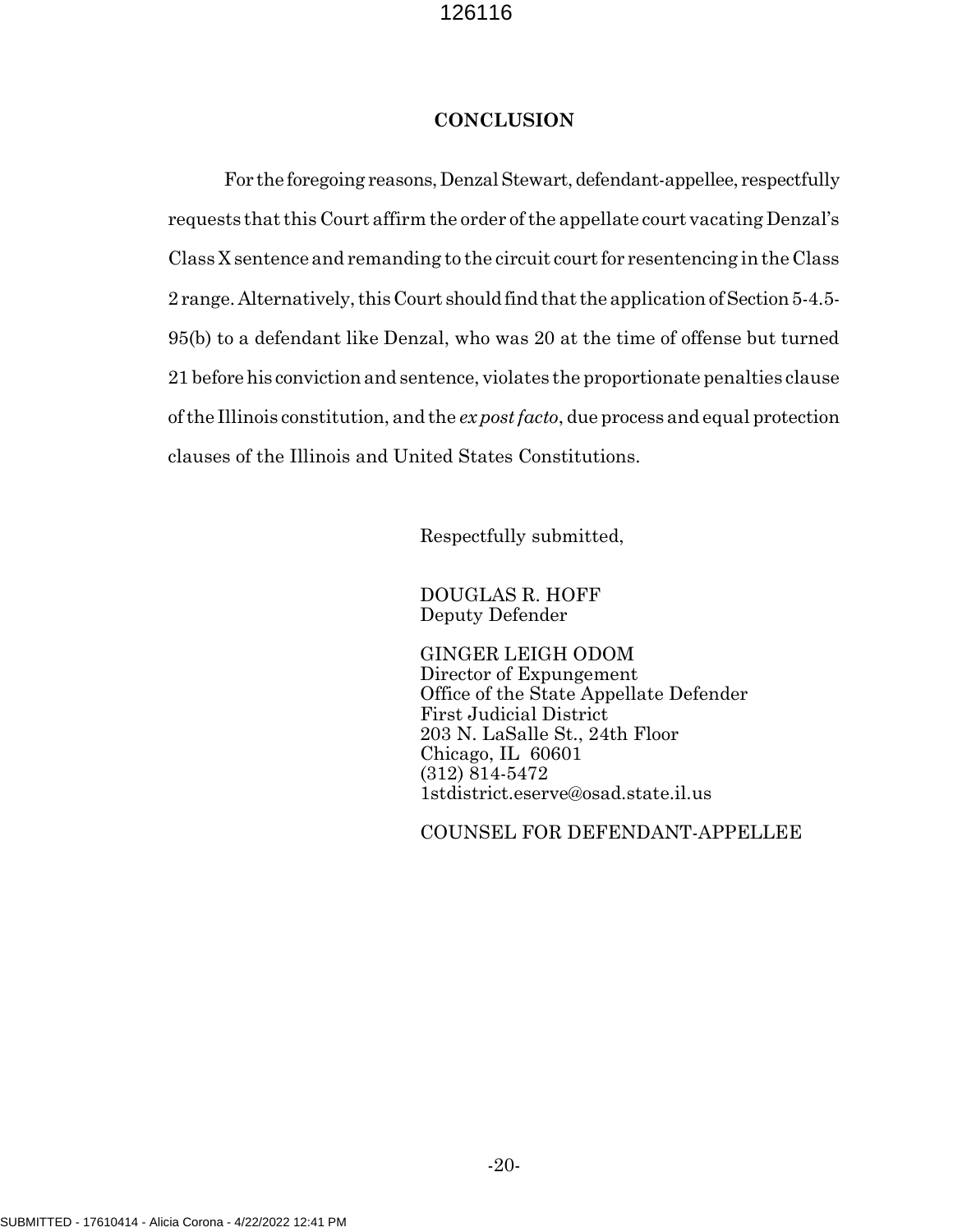## CONCLUSION

For the foregoing reasons, Denzal Stewart, defendant-appellee, respectfully requests that this Court affirm the order of the appellate court vacating Denzal's Class X sentence and remanding to the circuit court for resentencing in the Class 2 range. Alternatively, this Court should find that the application of Section 5-4.5-95(b) to a defendant like Denzal, who was 20 at the time of offense but turned 21 before his conviction and sentence, violates the proportionate penalties clause of the Illinois constitution, and the *ex post facto*, due process and equal protection clauses of the Illinois and United States Constitutions.

Respectfully submitted,

DOUGLAS R. HOFF
Deputy Defender

GINGER LEIGH ODOM
Director of Expungement
Office of the State Appellate Defender
First Judicial District
203 N. LaSalle St., 24th Floor
Chicago, IL 60601
(312) 814-5472
1stdistrict.eserve@osad.state.il.us

COUNSEL FOR DEFENDANT-APPELLEE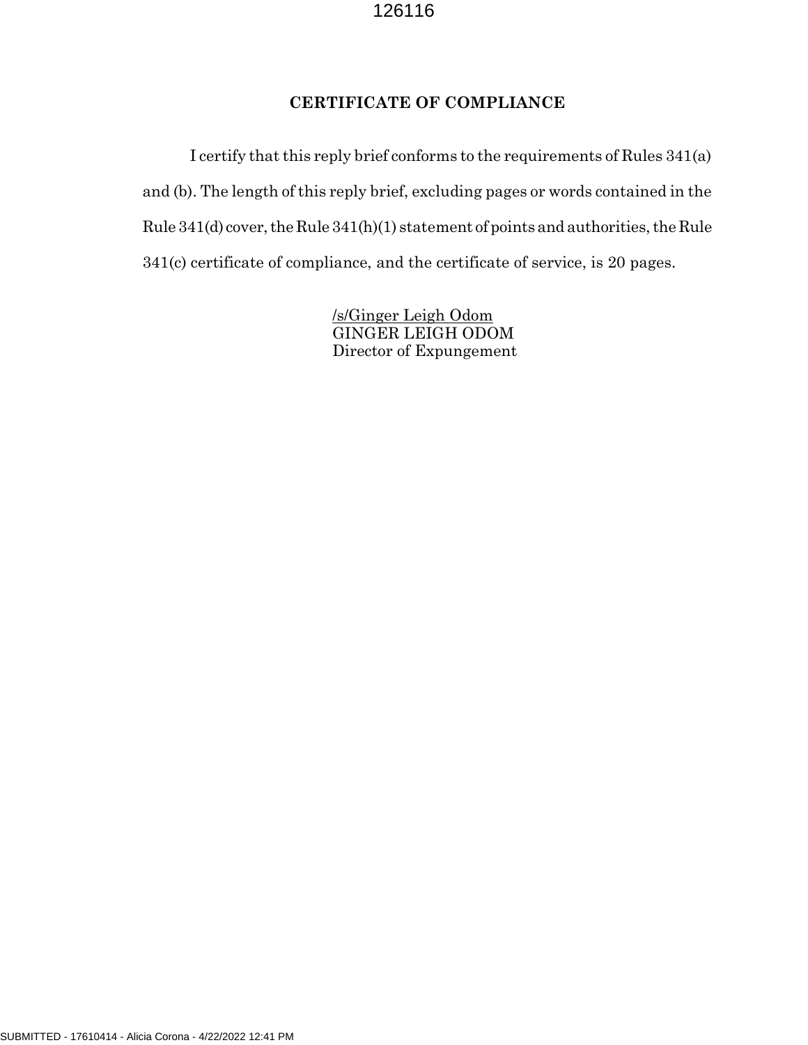## CERTIFICATE OF COMPLIANCE

I certify that this reply brief conforms to the requirements of Rules 341(a) and (b). The length of this reply brief, excluding pages or words contained in the Rule 341(d) cover, the Rule 341(h)(1) statement of points and authorities, the Rule 341(c) certificate of compliance, and the certificate of service, is 20 pages.

/s/Ginger Leigh Odom
GINGER LEIGH ODOM
Director of Expungement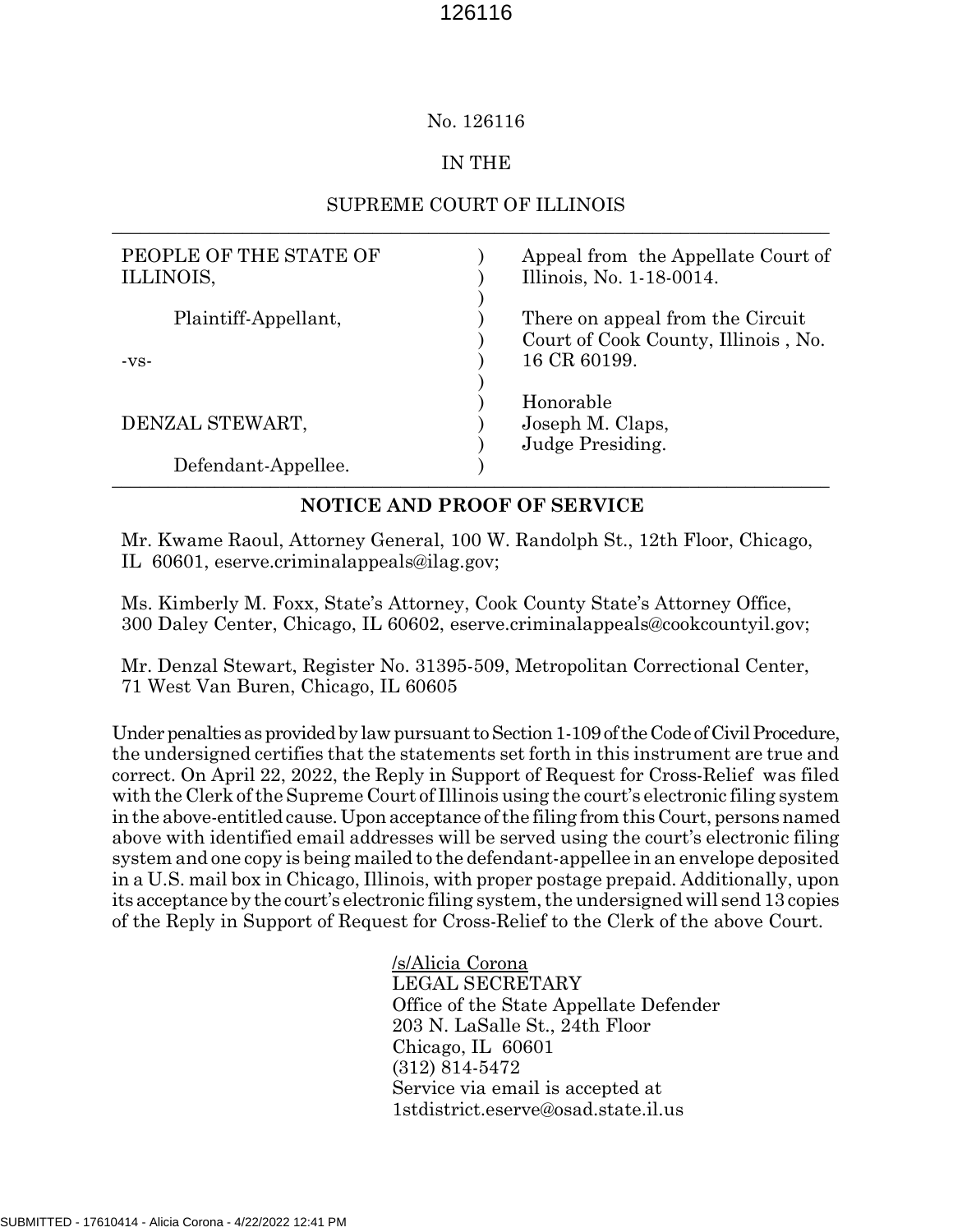No. 126116

IN THE

SUPREME COURT OF ILLINOIS

| | | |
|---|---|---|
| PEOPLE OF THE STATE OF ILLINOIS, | ) | Appeal from the Appellate Court of Illinois, No. 1-18-0014. |
| Plaintiff-Appellant, | ) | There on appeal from the Circuit Court of Cook County, Illinois , No. 16 CR 60199. |
| -vs- | ) | |
| DENZAL STEWART, | ) | Honorable Joseph M. Claps, Judge Presiding. |
| Defendant-Appellee. | ) | |

**NOTICE AND PROOF OF SERVICE**

Mr. Kwame Raoul, Attorney General, 100 W. Randolph St., 12th Floor, Chicago, IL 60601, eserve.criminalappeals@ilag.gov;

Ms. Kimberly M. Foxx, State's Attorney, Cook County State's Attorney Office, 300 Daley Center, Chicago, IL 60602, eserve.criminalappeals@cookcountyil.gov;

Mr. Denzal Stewart, Register No. 31395-509, Metropolitan Correctional Center, 71 West Van Buren, Chicago, IL 60605

Under penalties as provided by law pursuant to Section 1-109 of the Code of Civil Procedure, the undersigned certifies that the statements set forth in this instrument are true and correct. On April 22, 2022, the Reply in Support of Request for Cross-Relief was filed with the Clerk of the Supreme Court of Illinois using the court's electronic filing system in the above-entitled cause. Upon acceptance of the filing from this Court, persons named above with identified email addresses will be served using the court's electronic filing system and one copy is being mailed to the defendant-appellee in an envelope deposited in a U.S. mail box in Chicago, Illinois, with proper postage prepaid. Additionally, upon its acceptance by the court's electronic filing system, the undersigned will send 13 copies of the Reply in Support of Request for Cross-Relief to the Clerk of the above Court.

/s/Alicia Corona
LEGAL SECRETARY
Office of the State Appellate Defender
203 N. LaSalle St., 24th Floor
Chicago, IL 60601
(312) 814-5472
Service via email is accepted at
1stdistrict.eserve@osad.state.il.us